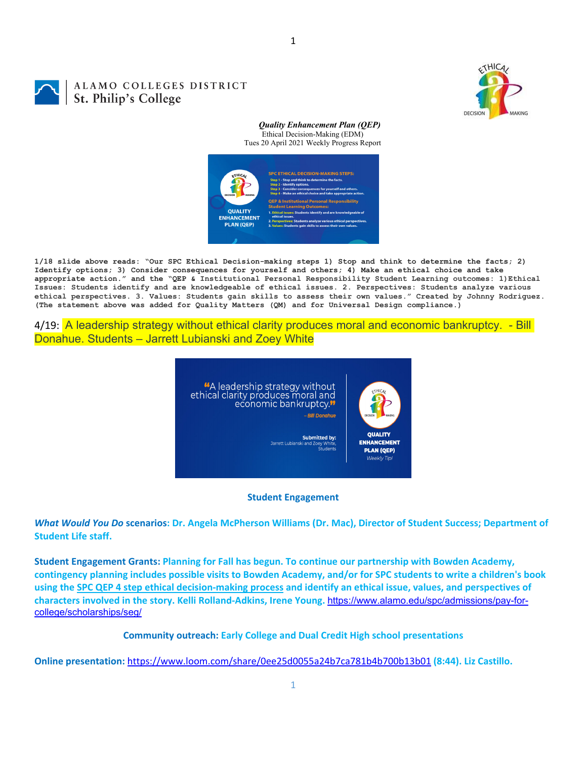ALAMO COLLEGES DISTRICT
St. Philip's College

***Quality Enhancement Plan (QEP)***
Ethical Decision-Making (EDM)
Tues 20 April 2021 Weekly Progress Report

**1/18 slide above reads: "Our SPC Ethical Decision-making steps 1) Stop and think to determine the facts; 2) Identify options; 3) Consider consequences for yourself and others; 4) Make an ethical choice and take appropriate action." and the "QEP & Institutional Personal Responsibility Student Learning outcomes: 1)Ethical Issues: Students identify and are knowledgeable of ethical issues. 2. Perspectives: Students analyze various ethical perspectives. 3. Values: Students gain skills to assess their own values." Created by Johnny Rodriguez. (The statement above was added for Quality Matters (QM) and for Universal Design compliance.)**

4/19: A leadership strategy without ethical clarity produces moral and economic bankruptcy. - Bill Donahue. Students – Jarrett Lubianski and Zoey White

**Student Engagement**

***What Would You Do* scenarios: Dr. Angela McPherson Williams (Dr. Mac), Director of Student Success; Department of Student Life staff.**

**Student Engagement Grants: Planning for Fall has begun. To continue our partnership with Bowden Academy, contingency planning includes possible visits to Bowden Academy, and/or for SPC students to write a children's book using the SPC QEP 4 step ethical decision-making process and identify an ethical issue, values, and perspectives of characters involved in the story. Kelli Rolland-Adkins, Irene Young.** https://www.alamo.edu/spc/admissions/pay-for-college/scholarships/seg/

**Community outreach: Early College and Dual Credit High school presentations**

**Online presentation:** https://www.loom.com/share/0ee25d0055a24b7ca781b4b700b13b01 **(8:44). Liz Castillo.**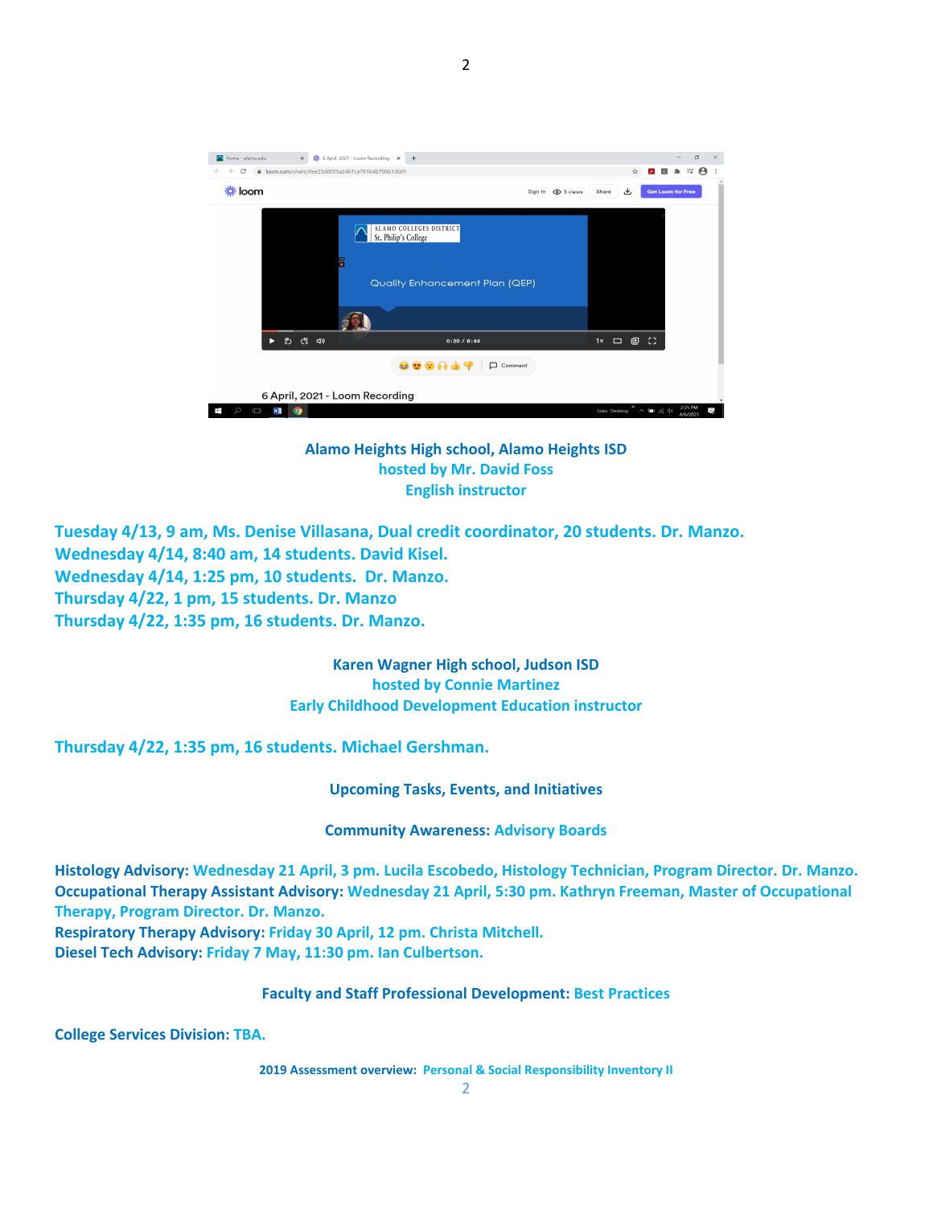Alamo Heights High school, Alamo Heights ISD
hosted by Mr. David Foss
English instructor

**Tuesday 4/13, 9 am, Ms. Denise Villasana, Dual credit coordinator, 20 students. Dr. Manzo.**
**Wednesday 4/14, 8:40 am, 14 students. David Kisel.**
**Wednesday 4/14, 1:25 pm, 10 students. Dr. Manzo.**
**Thursday 4/22, 1 pm, 15 students. Dr. Manzo**
**Thursday 4/22, 1:35 pm, 16 students. Dr. Manzo.**

Karen Wagner High school, Judson ISD
hosted by Connie Martinez
Early Childhood Development Education instructor

**Thursday 4/22, 1:35 pm, 16 students. Michael Gershman.**

## Upcoming Tasks, Events, and Initiatives

### Community Awareness: Advisory Boards

**Histology Advisory:** Wednesday 21 April, 3 pm. Lucila Escobedo, Histology Technician, Program Director. Dr. Manzo.
**Occupational Therapy Assistant Advisory:** Wednesday 21 April, 5:30 pm. Kathryn Freeman, Master of Occupational Therapy, Program Director. Dr. Manzo.
**Respiratory Therapy Advisory:** Friday 30 April, 12 pm. Christa Mitchell.
**Diesel Tech Advisory:** Friday 7 May, 11:30 pm. Ian Culbertson.

### Faculty and Staff Professional Development: Best Practices

**College Services Division:** TBA.

**2019 Assessment overview:** Personal & Social Responsibility Inventory II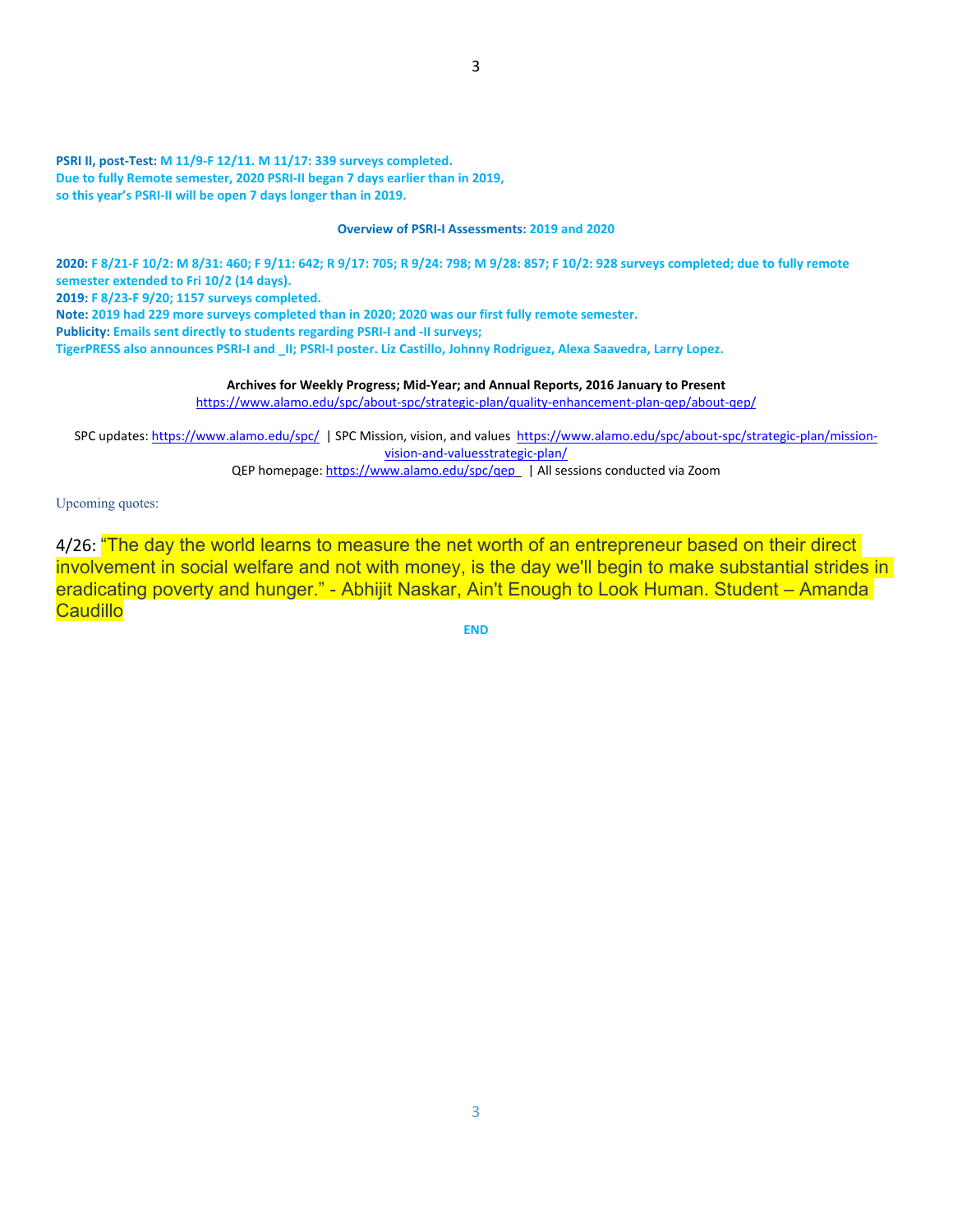**PSRI II, post-Test:** **M 11/9-F 12/11. M 11/17: 339 surveys completed.**
**Due to fully Remote semester, 2020 PSRI-II began 7 days earlier than in 2019,**
**so this year's PSRI-II will be open 7 days longer than in 2019.**

**Overview of PSRI-I Assessments: 2019 and 2020**

**2020: F 8/21-F 10/2: M 8/31: 460; F 9/11: 642; R 9/17: 705; R 9/24: 798; M 9/28: 857; F 10/2: 928 surveys completed; due to fully remote semester extended to Fri 10/2 (14 days).**
**2019: F 8/23-F 9/20; 1157 surveys completed.**
**Note: 2019 had 229 more surveys completed than in 2020; 2020 was our first fully remote semester.**
**Publicity: Emails sent directly to students regarding PSRI-I and -II surveys;**
**TigerPRESS also announces PSRI-I and _II; PSRI-I poster. Liz Castillo, Johnny Rodriguez, Alexa Saavedra, Larry Lopez.**

**Archives for Weekly Progress; Mid-Year; and Annual Reports, 2016 January to Present**
https://www.alamo.edu/spc/about-spc/strategic-plan/quality-enhancement-plan-qep/about-qep/

SPC updates: https://www.alamo.edu/spc/ | SPC Mission, vision, and values https://www.alamo.edu/spc/about-spc/strategic-plan/mission-vision-and-valuesstrategic-plan/
QEP homepage: https://www.alamo.edu/spc/qep | All sessions conducted via Zoom

Upcoming quotes:

4/26: "The day the world learns to measure the net worth of an entrepreneur based on their direct involvement in social welfare and not with money, is the day we'll begin to make substantial strides in eradicating poverty and hunger." - Abhijit Naskar, Ain't Enough to Look Human. Student – Amanda Caudillo

**END**